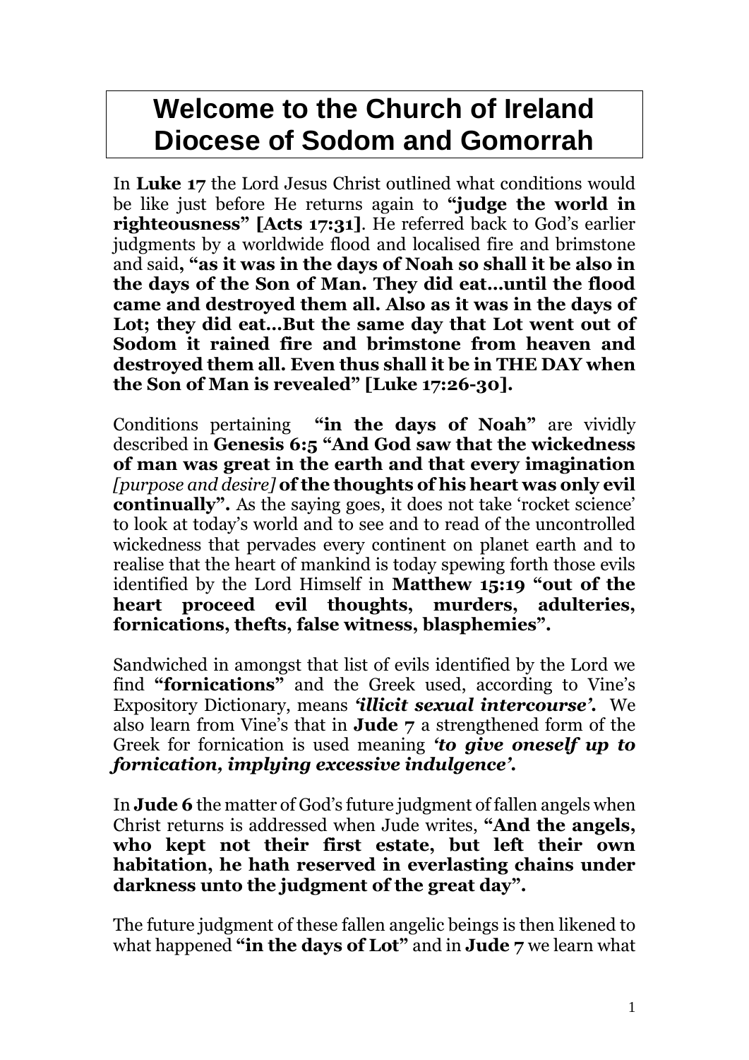# Welcome to the Church of Ireland Diocese of Sodom and Gomorrah

In **Luke 17** the Lord Jesus Christ outlined what conditions would be like just before He returns again to **"judge the world in righteousness" [Acts 17:31]**. He referred back to God's earlier judgments by a worldwide flood and localised fire and brimstone and said**, "as it was in the days of Noah so shall it be also in the days of the Son of Man. They did eat…until the flood came and destroyed them all. Also as it was in the days of Lot; they did eat…But the same day that Lot went out of Sodom it rained fire and brimstone from heaven and destroyed them all. Even thus shall it be in THE DAY when the Son of Man is revealed" [Luke 17:26-30].**

Conditions pertaining **"in the days of Noah"** are vividly described in **Genesis 6:5 "And God saw that the wickedness of man was great in the earth and that every imagination** *[purpose and desire]* **of the thoughts of his heart was only evil continually".** As the saying goes, it does not take 'rocket science' to look at today's world and to see and to read of the uncontrolled wickedness that pervades every continent on planet earth and to realise that the heart of mankind is today spewing forth those evils identified by the Lord Himself in **Matthew 15:19 "out of the heart proceed evil thoughts, murders, adulteries, fornications, thefts, false witness, blasphemies".**

Sandwiched in amongst that list of evils identified by the Lord we find **"fornications"** and the Greek used, according to Vine's Expository Dictionary, means ***'illicit sexual intercourse'.*** We also learn from Vine's that in **Jude 7** a strengthened form of the Greek for fornication is used meaning ***'to give oneself up to fornication, implying excessive indulgence'.***

In **Jude 6** the matter of God's future judgment of fallen angels when Christ returns is addressed when Jude writes, **"And the angels, who kept not their first estate, but left their own habitation, he hath reserved in everlasting chains under darkness unto the judgment of the great day".**

The future judgment of these fallen angelic beings is then likened to what happened **"in the days of Lot"** and in **Jude 7** we learn what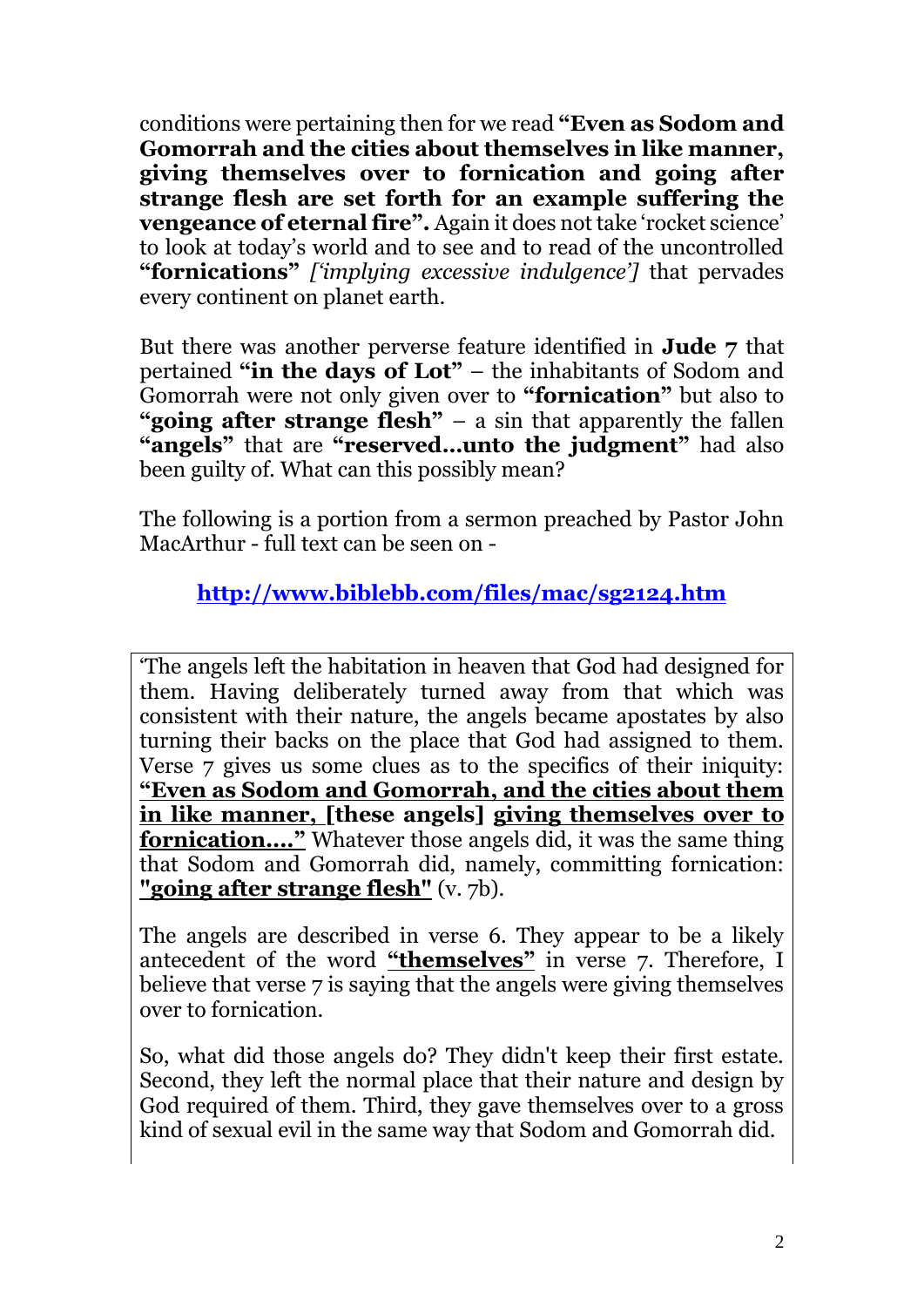conditions were pertaining then for we read **"Even as Sodom and Gomorrah and the cities about themselves in like manner, giving themselves over to fornication and going after strange flesh are set forth for an example suffering the vengeance of eternal fire".** Again it does not take 'rocket science' to look at today's world and to see and to read of the uncontrolled **"fornications"** *['implying excessive indulgence']* that pervades every continent on planet earth.

But there was another perverse feature identified in **Jude 7** that pertained **"in the days of Lot"** – the inhabitants of Sodom and Gomorrah were not only given over to **"fornication"** but also to **"going after strange flesh"** – a sin that apparently the fallen **"angels"** that are **"reserved…unto the judgment"** had also been guilty of. What can this possibly mean?

The following is a portion from a sermon preached by Pastor John MacArthur - full text can be seen on -

**http://www.biblebb.com/files/mac/sg2124.htm**

> 'The angels left the habitation in heaven that God had designed for them. Having deliberately turned away from that which was consistent with their nature, the angels became apostates by also turning their backs on the place that God had assigned to them. Verse 7 gives us some clues as to the specifics of their iniquity: **"Even as Sodom and Gomorrah, and the cities about them in like manner, [these angels] giving themselves over to fornication…."** Whatever those angels did, it was the same thing that Sodom and Gomorrah did, namely, committing fornication: **"going after strange flesh"** (v. 7b).
>
> The angels are described in verse 6. They appear to be a likely antecedent of the word **"themselves"** in verse 7. Therefore, I believe that verse 7 is saying that the angels were giving themselves over to fornication.
>
> So, what did those angels do? They didn't keep their first estate. Second, they left the normal place that their nature and design by God required of them. Third, they gave themselves over to a gross kind of sexual evil in the same way that Sodom and Gomorrah did.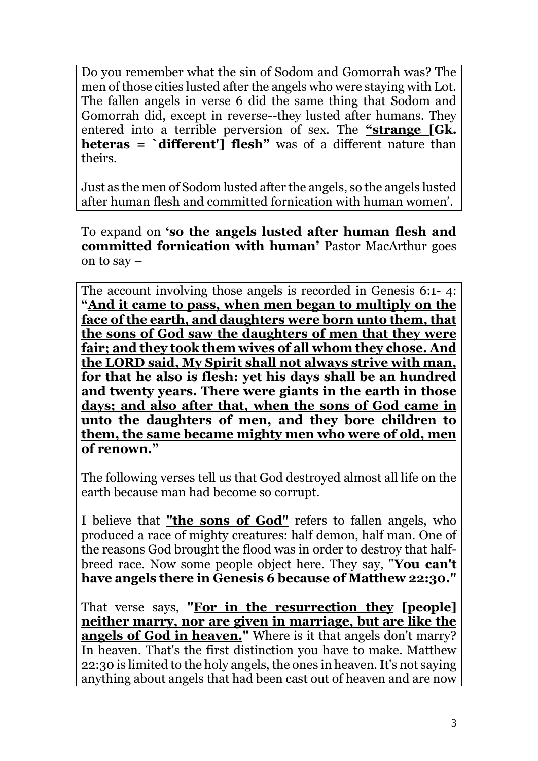Do you remember what the sin of Sodom and Gomorrah was? The men of those cities lusted after the angels who were staying with Lot. The fallen angels in verse 6 did the same thing that Sodom and Gomorrah did, except in reverse--they lusted after humans. They entered into a terrible perversion of sex. The **<u>"strange [Gk. heteras = `different'] flesh"</u>** was of a different nature than theirs.

Just as the men of Sodom lusted after the angels, so the angels lusted after human flesh and committed fornication with human women'.

To expand on **'so the angels lusted after human flesh and committed fornication with human'** Pastor MacArthur goes on to say –

The account involving those angels is recorded in Genesis 6:1- 4: **<u>"And it came to pass, when men began to multiply on the face of the earth, and daughters were born unto them, that the sons of God saw the daughters of men that they were fair; and they took them wives of all whom they chose. And the LORD said, My Spirit shall not always strive with man, for that he also is flesh: yet his days shall be an hundred and twenty years. There were giants in the earth in those days; and also after that, when the sons of God came in unto the daughters of men, and they bore children to them, the same became mighty men who were of old, men of renown."</u>**

The following verses tell us that God destroyed almost all life on the earth because man had become so corrupt.

I believe that **<u>"the sons of God"</u>** refers to fallen angels, who produced a race of mighty creatures: half demon, half man. One of the reasons God brought the flood was in order to destroy that half-breed race. Now some people object here. They say, "**You can't have angels there in Genesis 6 because of Matthew 22:30."**

That verse says, **"<u>For in the resurrection they</u> [people] <u>neither marry, nor are given in marriage, but are like the angels of God in heaven.</u>"** Where is it that angels don't marry? In heaven. That's the first distinction you have to make. Matthew 22:30 is limited to the holy angels, the ones in heaven. It's not saying anything about angels that had been cast out of heaven and are now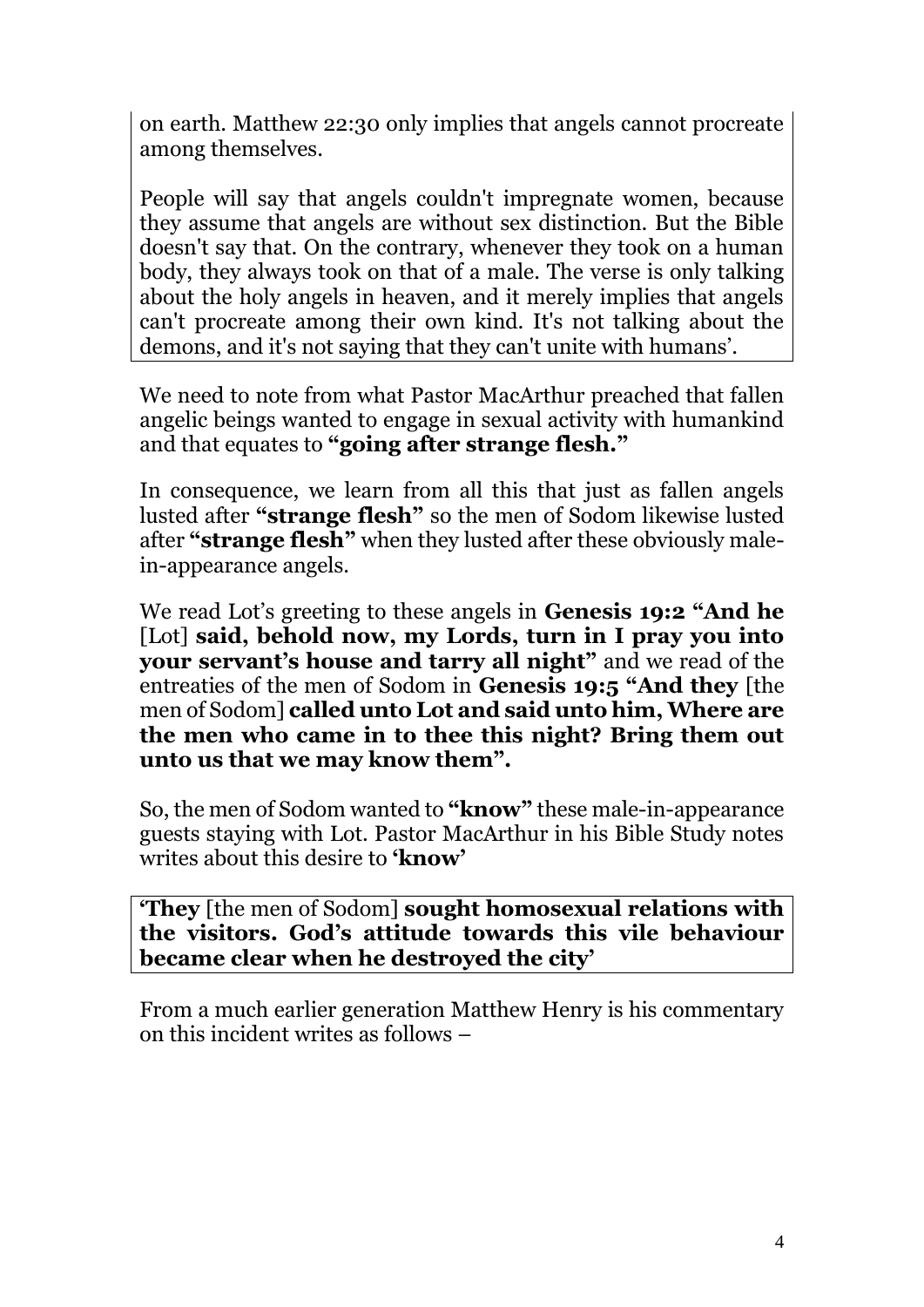on earth. Matthew 22:30 only implies that angels cannot procreate among themselves.

People will say that angels couldn't impregnate women, because they assume that angels are without sex distinction. But the Bible doesn't say that. On the contrary, whenever they took on a human body, they always took on that of a male. The verse is only talking about the holy angels in heaven, and it merely implies that angels can't procreate among their own kind. It's not talking about the demons, and it's not saying that they can't unite with humans'.

We need to note from what Pastor MacArthur preached that fallen angelic beings wanted to engage in sexual activity with humankind and that equates to **"going after strange flesh."**

In consequence, we learn from all this that just as fallen angels lusted after **"strange flesh"** so the men of Sodom likewise lusted after **"strange flesh"** when they lusted after these obviously male-in-appearance angels.

We read Lot's greeting to these angels in **Genesis 19:2 "And he** [Lot] **said, behold now, my Lords, turn in I pray you into your servant's house and tarry all night"** and we read of the entreaties of the men of Sodom in **Genesis 19:5 "And they** [the men of Sodom] **called unto Lot and said unto him, Where are the men who came in to thee this night? Bring them out unto us that we may know them".**

So, the men of Sodom wanted to **"know"** these male-in-appearance guests staying with Lot. Pastor MacArthur in his Bible Study notes writes about this desire to **'know'**

**'They** [the men of Sodom] **sought homosexual relations with the visitors. God's attitude towards this vile behaviour became clear when he destroyed the city'**

From a much earlier generation Matthew Henry is his commentary on this incident writes as follows –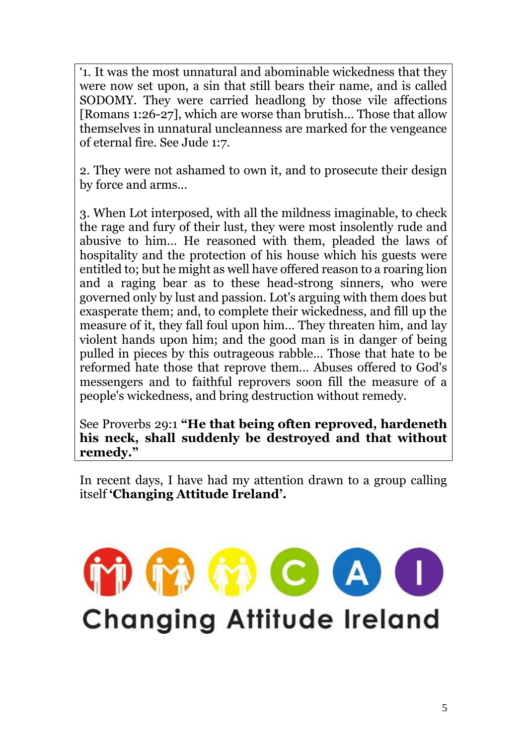'1. It was the most unnatural and abominable wickedness that they were now set upon, a sin that still bears their name, and is called SODOMY. They were carried headlong by those vile affections [Romans 1:26-27], which are worse than brutish… Those that allow themselves in unnatural uncleanness are marked for the vengeance of eternal fire. See Jude 1:7.

2. They were not ashamed to own it, and to prosecute their design by force and arms…

3. When Lot interposed, with all the mildness imaginable, to check the rage and fury of their lust, they were most insolently rude and abusive to him… He reasoned with them, pleaded the laws of hospitality and the protection of his house which his guests were entitled to; but he might as well have offered reason to a roaring lion and a raging bear as to these head-strong sinners, who were governed only by lust and passion. Lot's arguing with them does but exasperate them; and, to complete their wickedness, and fill up the measure of it, they fall foul upon him… They threaten him, and lay violent hands upon him; and the good man is in danger of being pulled in pieces by this outrageous rabble… Those that hate to be reformed hate those that reprove them… Abuses offered to God's messengers and to faithful reprovers soon fill the measure of a people's wickedness, and bring destruction without remedy.

See Proverbs 29:1 **"He that being often reproved, hardeneth his neck, shall suddenly be destroyed and that without remedy."**

In recent days, I have had my attention drawn to a group calling itself **'Changing Attitude Ireland'.**

Changing Attitude Ireland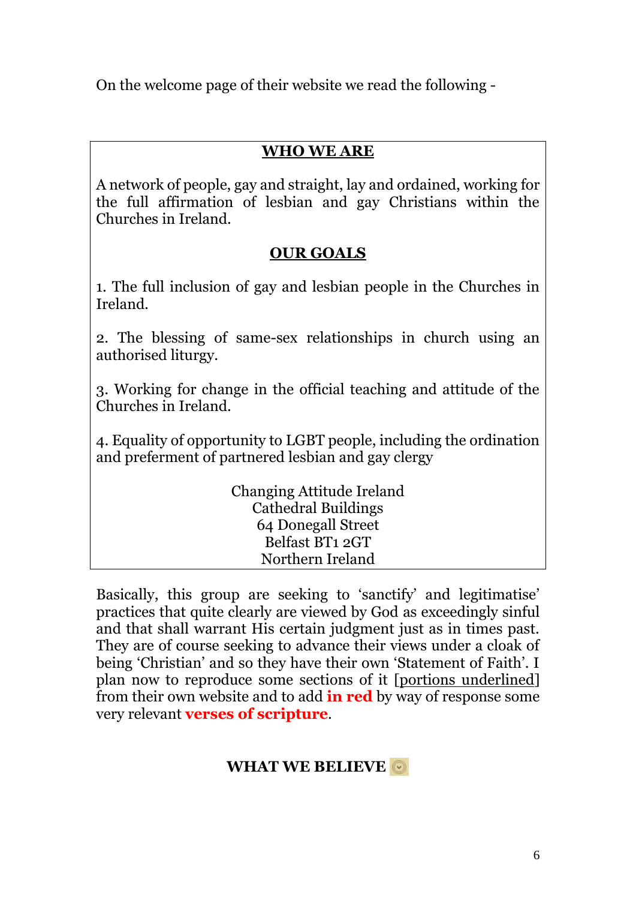On the welcome page of their website we read the following -

## WHO WE ARE

A network of people, gay and straight, lay and ordained, working for the full affirmation of lesbian and gay Christians within the Churches in Ireland.

## OUR GOALS

1. The full inclusion of gay and lesbian people in the Churches in Ireland.

2. The blessing of same-sex relationships in church using an authorised liturgy.

3. Working for change in the official teaching and attitude of the Churches in Ireland.

4. Equality of opportunity to LGBT people, including the ordination and preferment of partnered lesbian and gay clergy

Changing Attitude Ireland
Cathedral Buildings
64 Donegall Street
Belfast BT1 2GT
Northern Ireland

Basically, this group are seeking to 'sanctify' and legitimatise' practices that quite clearly are viewed by God as exceedingly sinful and that shall warrant His certain judgment just as in times past. They are of course seeking to advance their views under a cloak of being 'Christian' and so they have their own 'Statement of Faith'. I plan now to reproduce some sections of it [<u>portions underlined</u>] from their own website and to add **in red** by way of response some very relevant **verses of scripture**.

## WHAT WE BELIEVE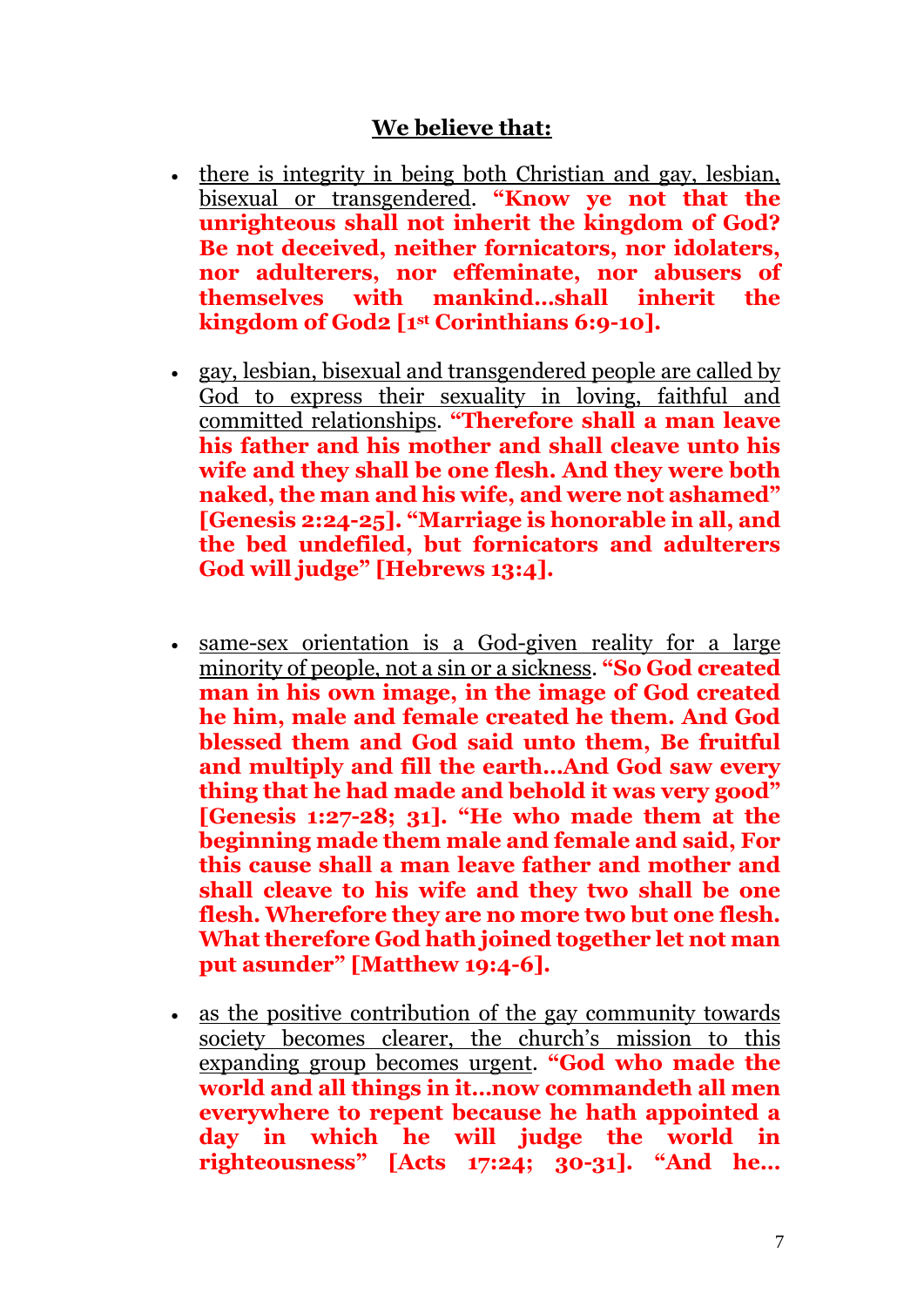## We believe that:

- there is integrity in being both Christian and gay, lesbian, bisexual or transgendered. **"Know ye not that the unrighteous shall not inherit the kingdom of God? Be not deceived, neither fornicators, nor idolaters, nor adulterers, nor effeminate, nor abusers of themselves with mankind…shall inherit the kingdom of God2 [1st Corinthians 6:9-10].**

- gay, lesbian, bisexual and transgendered people are called by God to express their sexuality in loving, faithful and committed relationships. **"Therefore shall a man leave his father and his mother and shall cleave unto his wife and they shall be one flesh. And they were both naked, the man and his wife, and were not ashamed" [Genesis 2:24-25]. "Marriage is honorable in all, and the bed undefiled, but fornicators and adulterers God will judge" [Hebrews 13:4].**

- same-sex orientation is a God-given reality for a large minority of people, not a sin or a sickness. **"So God created man in his own image, in the image of God created he him, male and female created he them. And God blessed them and God said unto them, Be fruitful and multiply and fill the earth…And God saw every thing that he had made and behold it was very good" [Genesis 1:27-28; 31]. "He who made them at the beginning made them male and female and said, For this cause shall a man leave father and mother and shall cleave to his wife and they two shall be one flesh. Wherefore they are no more two but one flesh. What therefore God hath joined together let not man put asunder" [Matthew 19:4-6].**

- as the positive contribution of the gay community towards society becomes clearer, the church's mission to this expanding group becomes urgent. **"God who made the world and all things in it…now commandeth all men everywhere to repent because he hath appointed a day in which he will judge the world in righteousness" [Acts 17:24; 30-31]. "And he…**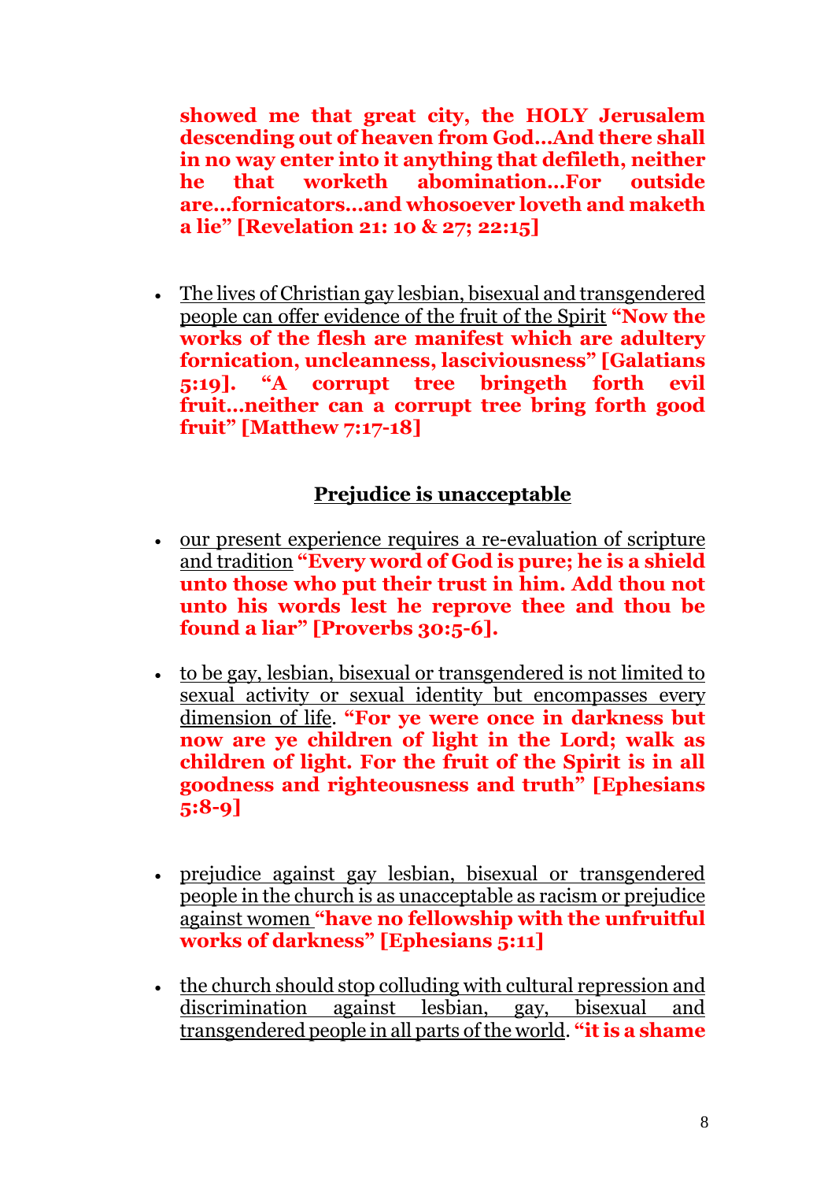**showed me that great city, the HOLY Jerusalem descending out of heaven from God…And there shall in no way enter into it anything that defileth, neither he that worketh abomination…For outside are…fornicators…and whosoever loveth and maketh a lie" [Revelation 21: 10 & 27; 22:15]**

- <u>The lives of Christian gay lesbian, bisexual and transgendered people can offer evidence of the fruit of the Spirit</u> **"Now the works of the flesh are manifest which are adultery fornication, uncleanness, lasciviousness" [Galatians 5:19]. "A corrupt tree bringeth forth evil fruit…neither can a corrupt tree bring forth good fruit" [Matthew 7:17-18]**

## <u>Prejudice is unacceptable</u>

- <u>our present experience requires a re-evaluation of scripture and tradition</u> **"Every word of God is pure; he is a shield unto those who put their trust in him. Add thou not unto his words lest he reprove thee and thou be found a liar" [Proverbs 30:5-6].**

- <u>to be gay, lesbian, bisexual or transgendered is not limited to sexual activity or sexual identity but encompasses every dimension of life</u>. **"For ye were once in darkness but now are ye children of light in the Lord; walk as children of light. For the fruit of the Spirit is in all goodness and righteousness and truth" [Ephesians 5:8-9]**

- <u>prejudice against gay lesbian, bisexual or transgendered people in the church is as unacceptable as racism or prejudice against women</u> **"have no fellowship with the unfruitful works of darkness" [Ephesians 5:11]**

- <u>the church should stop colluding with cultural repression and discrimination against lesbian, gay, bisexual and transgendered people in all parts of the world</u>. **"it is a shame**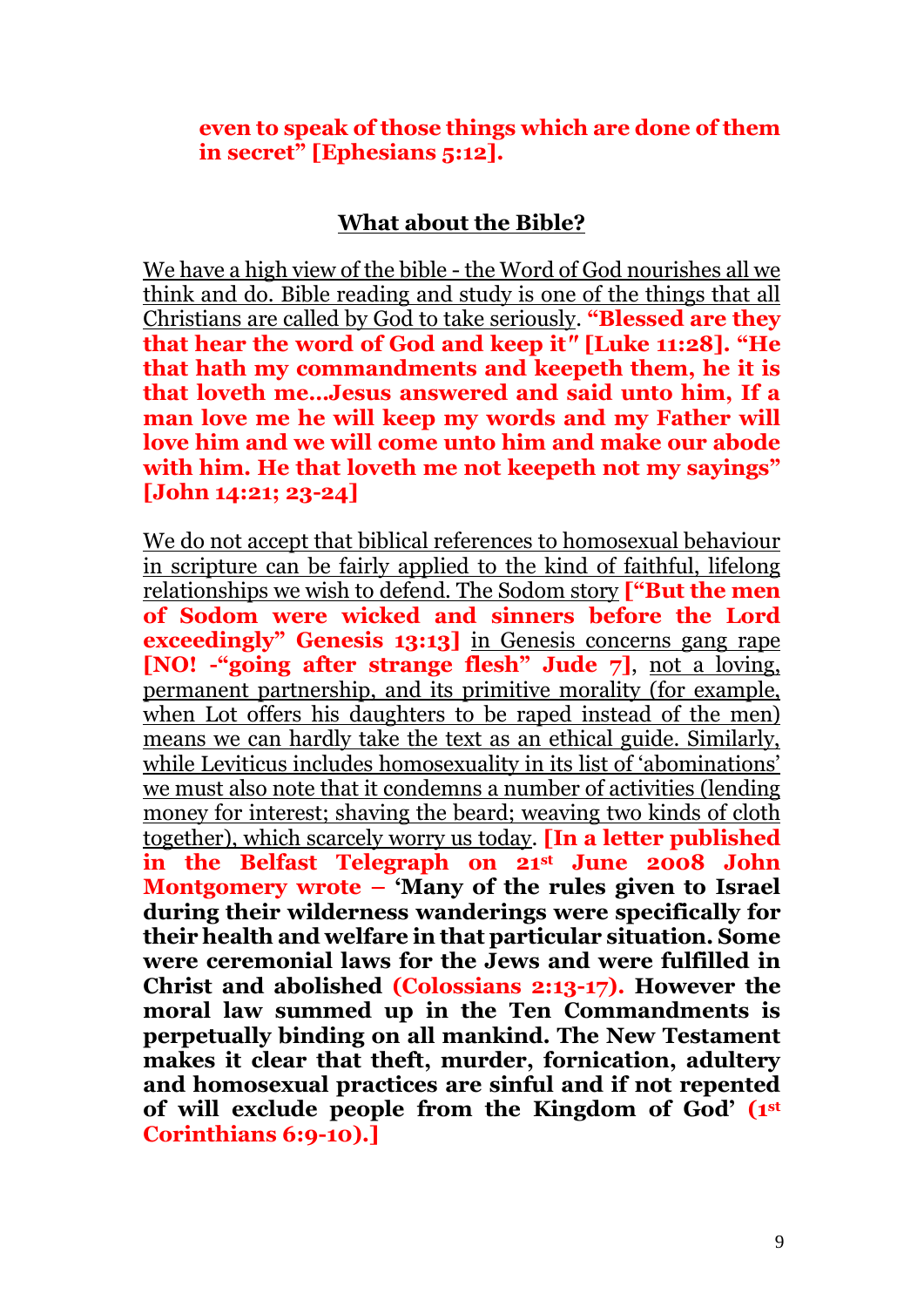**even to speak of those things which are done of them in secret" [Ephesians 5:12].**

## What about the Bible?

We have a high view of the bible - the Word of God nourishes all we think and do. Bible reading and study is one of the things that all Christians are called by God to take seriously. **"Blessed are they that hear the word of God and keep it" [Luke 11:28]. "He that hath my commandments and keepeth them, he it is that loveth me…Jesus answered and said unto him, If a man love me he will keep my words and my Father will love him and we will come unto him and make our abode with him. He that loveth me not keepeth not my sayings" [John 14:21; 23-24]**

We do not accept that biblical references to homosexual behaviour in scripture can be fairly applied to the kind of faithful, lifelong relationships we wish to defend. The Sodom story **["But the men of Sodom were wicked and sinners before the Lord exceedingly" Genesis 13:13]** in Genesis concerns gang rape **[NO! -"going after strange flesh" Jude 7]**, not a loving, permanent partnership, and its primitive morality (for example, when Lot offers his daughters to be raped instead of the men) means we can hardly take the text as an ethical guide. Similarly, while Leviticus includes homosexuality in its list of 'abominations' we must also note that it condemns a number of activities (lending money for interest; shaving the beard; weaving two kinds of cloth together), which scarcely worry us today. **[In a letter published in the Belfast Telegraph on 21st June 2008 John Montgomery wrote – 'Many of the rules given to Israel during their wilderness wanderings were specifically for their health and welfare in that particular situation. Some were ceremonial laws for the Jews and were fulfilled in Christ and abolished (Colossians 2:13-17). However the moral law summed up in the Ten Commandments is perpetually binding on all mankind. The New Testament makes it clear that theft, murder, fornication, adultery and homosexual practices are sinful and if not repented of will exclude people from the Kingdom of God' (1st Corinthians 6:9-10).]**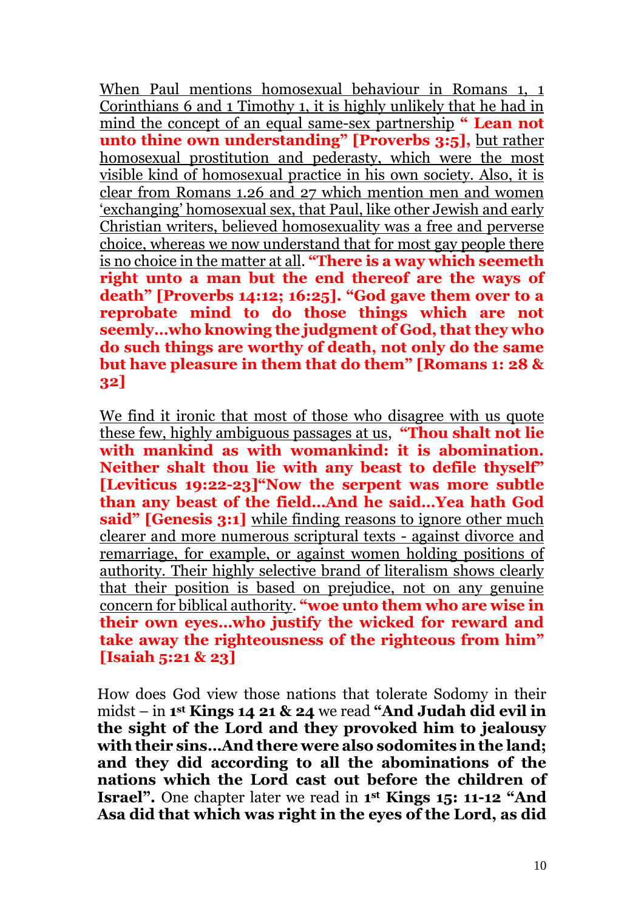When Paul mentions homosexual behaviour in Romans 1, 1 Corinthians 6 and 1 Timothy 1, it is highly unlikely that he had in mind the concept of an equal same-sex partnership **" Lean not unto thine own understanding" [Proverbs 3:5],** but rather homosexual prostitution and pederasty, which were the most visible kind of homosexual practice in his own society. Also, it is clear from Romans 1.26 and 27 which mention men and women 'exchanging' homosexual sex, that Paul, like other Jewish and early Christian writers, believed homosexuality was a free and perverse choice, whereas we now understand that for most gay people there is no choice in the matter at all. **"There is a way which seemeth right unto a man but the end thereof are the ways of death" [Proverbs 14:12; 16:25]. "God gave them over to a reprobate mind to do those things which are not seemly…who knowing the judgment of God, that they who do such things are worthy of death, not only do the same but have pleasure in them that do them" [Romans 1: 28 & 32]**

We find it ironic that most of those who disagree with us quote these few, highly ambiguous passages at us, **"Thou shalt not lie with mankind as with womankind: it is abomination. Neither shalt thou lie with any beast to defile thyself" [Leviticus 19:22-23]"Now the serpent was more subtle than any beast of the field…And he said…Yea hath God said" [Genesis 3:1]** while finding reasons to ignore other much clearer and more numerous scriptural texts - against divorce and remarriage, for example, or against women holding positions of authority. Their highly selective brand of literalism shows clearly that their position is based on prejudice, not on any genuine concern for biblical authority. **"woe unto them who are wise in their own eyes…who justify the wicked for reward and take away the righteousness of the righteous from him" [Isaiah 5:21 & 23]**

How does God view those nations that tolerate Sodomy in their midst – in **1st Kings 14 21 & 24** we read **"And Judah did evil in the sight of the Lord and they provoked him to jealousy with their sins…And there were also sodomites in the land; and they did according to all the abominations of the nations which the Lord cast out before the children of Israel".** One chapter later we read in **1st Kings 15: 11-12 "And Asa did that which was right in the eyes of the Lord, as did**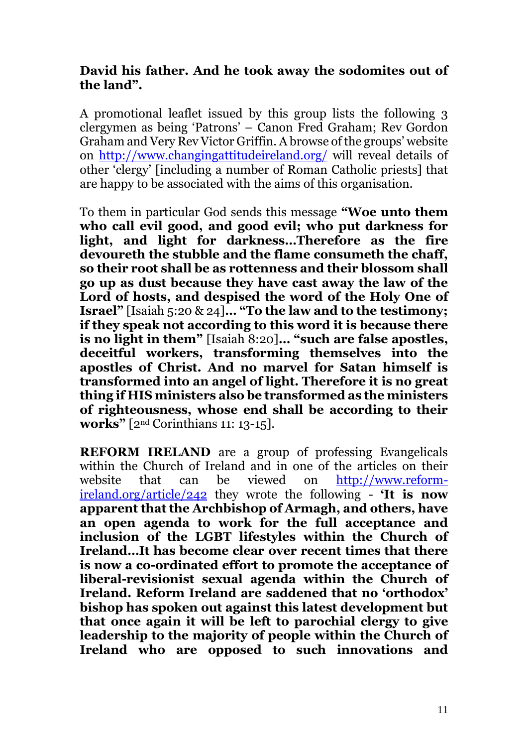**David his father. And he took away the sodomites out of the land".**

A promotional leaflet issued by this group lists the following 3 clergymen as being 'Patrons' – Canon Fred Graham; Rev Gordon Graham and Very Rev Victor Griffin. A browse of the groups' website on http://www.changingattitudeireland.org/ will reveal details of other 'clergy' [including a number of Roman Catholic priests] that are happy to be associated with the aims of this organisation.

To them in particular God sends this message **"Woe unto them who call evil good, and good evil; who put darkness for light, and light for darkness…Therefore as the fire devoureth the stubble and the flame consumeth the chaff, so their root shall be as rottenness and their blossom shall go up as dust because they have cast away the law of the Lord of hosts, and despised the word of the Holy One of Israel"** [Isaiah 5:20 & 24]**… "To the law and to the testimony; if they speak not according to this word it is because there is no light in them"** [Isaiah 8:20]**… "such are false apostles, deceitful workers, transforming themselves into the apostles of Christ. And no marvel for Satan himself is transformed into an angel of light. Therefore it is no great thing if HIS ministers also be transformed as the ministers of righteousness, whose end shall be according to their works"** [2nd Corinthians 11: 13-15].

**REFORM IRELAND** are a group of professing Evangelicals within the Church of Ireland and in one of the articles on their website that can be viewed on http://www.reform-ireland.org/article/242 they wrote the following - **'It is now apparent that the Archbishop of Armagh, and others, have an open agenda to work for the full acceptance and inclusion of the LGBT lifestyles within the Church of Ireland…It has become clear over recent times that there is now a co-ordinated effort to promote the acceptance of liberal-revisionist sexual agenda within the Church of Ireland. Reform Ireland are saddened that no 'orthodox' bishop has spoken out against this latest development but that once again it will be left to parochial clergy to give leadership to the majority of people within the Church of Ireland who are opposed to such innovations and**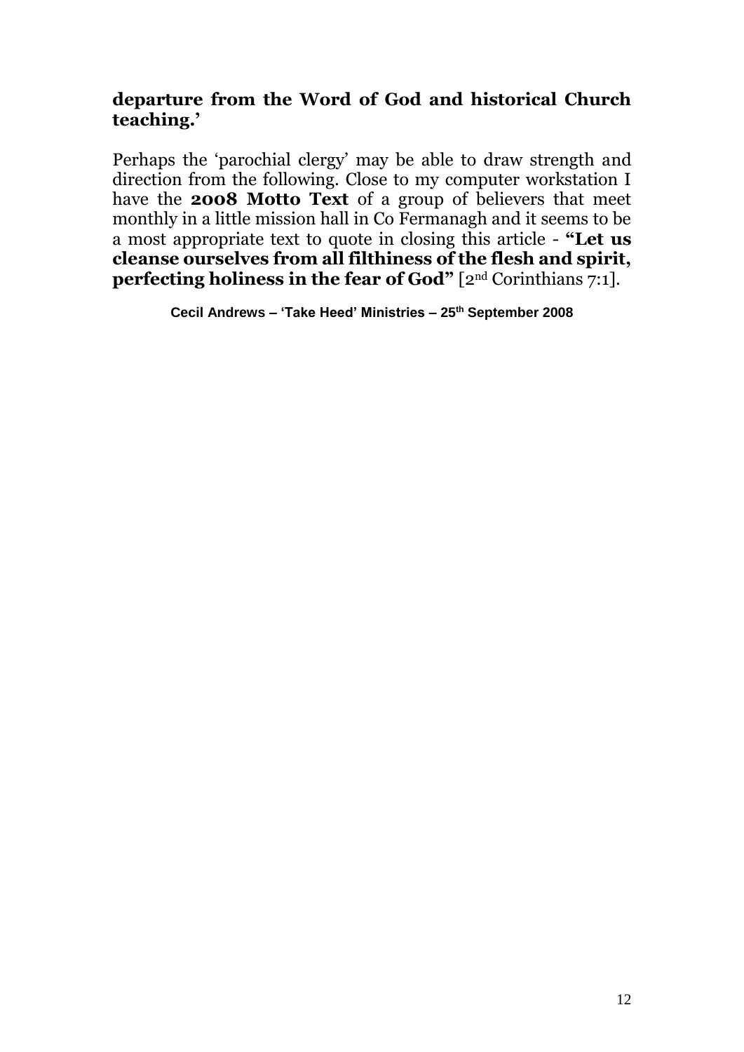**departure from the Word of God and historical Church teaching.'**

Perhaps the 'parochial clergy' may be able to draw strength and direction from the following. Close to my computer workstation I have the **2008 Motto Text** of a group of believers that meet monthly in a little mission hall in Co Fermanagh and it seems to be a most appropriate text to quote in closing this article - **"Let us cleanse ourselves from all filthiness of the flesh and spirit, perfecting holiness in the fear of God"** [2nd Corinthians 7:1].

**Cecil Andrews – 'Take Heed' Ministries – 25th September 2008**